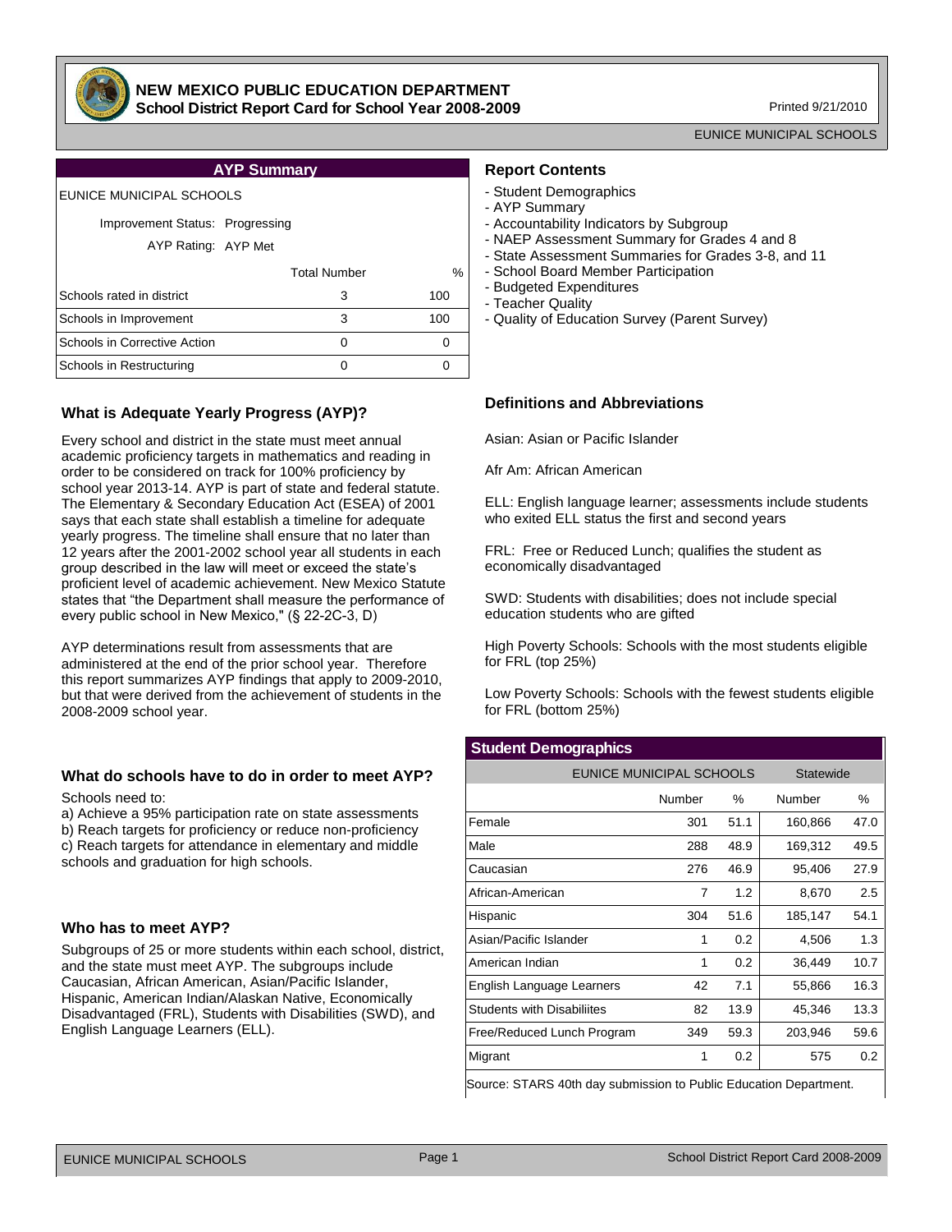# NEW MEXICO PUBLIC EDUCATION DEPARTMENT
## School District Report Card for School Year 2008-2009

Printed 9/21/2010

EUNICE MUNICIPAL SCHOOLS

### AYP Summary

EUNICE MUNICIPAL SCHOOLS

Improvement Status: Progressing

AYP Rating: AYP Met

| | Total Number | % |
|---|---|---|
| Schools rated in district | 3 | 100 |
| Schools in Improvement | 3 | 100 |
| Schools in Corrective Action | 0 | 0 |
| Schools in Restructuring | 0 | 0 |

### Report Contents

- Student Demographics
- AYP Summary
- Accountability Indicators by Subgroup
- NAEP Assessment Summary for Grades 4 and 8
- State Assessment Summaries for Grades 3-8, and 11
- School Board Member Participation
- Budgeted Expenditures
- Teacher Quality
- Quality of Education Survey (Parent Survey)

### What is Adequate Yearly Progress (AYP)?

Every school and district in the state must meet annual academic proficiency targets in mathematics and reading in order to be considered on track for 100% proficiency by school year 2013-14. AYP is part of state and federal statute. The Elementary & Secondary Education Act (ESEA) of 2001 says that each state shall establish a timeline for adequate yearly progress. The timeline shall ensure that no later than 12 years after the 2001-2002 school year all students in each group described in the law will meet or exceed the state's proficient level of academic achievement. New Mexico Statute states that "the Department shall measure the performance of every public school in New Mexico," (§ 22-2C-3, D)

AYP determinations result from assessments that are administered at the end of the prior school year. Therefore this report summarizes AYP findings that apply to 2009-2010, but that were derived from the achievement of students in the 2008-2009 school year.

### What do schools have to do in order to meet AYP?

Schools need to:

a) Achieve a 95% participation rate on state assessments
b) Reach targets for proficiency or reduce non-proficiency
c) Reach targets for attendance in elementary and middle schools and graduation for high schools.

### Who has to meet AYP?

Subgroups of 25 or more students within each school, district, and the state must meet AYP. The subgroups include Caucasian, African American, Asian/Pacific Islander, Hispanic, American Indian/Alaskan Native, Economically Disadvantaged (FRL), Students with Disabilities (SWD), and English Language Learners (ELL).

### Definitions and Abbreviations

Asian: Asian or Pacific Islander

Afr Am: African American

ELL: English language learner; assessments include students who exited ELL status the first and second years

FRL: Free or Reduced Lunch; qualifies the student as economically disadvantaged

SWD: Students with disabilities; does not include special education students who are gifted

High Poverty Schools: Schools with the most students eligible for FRL (top 25%)

Low Poverty Schools: Schools with the fewest students eligible for FRL (bottom 25%)

### Student Demographics

| | EUNICE MUNICIPAL SCHOOLS | | Statewide | |
|---|---|---|---|---|
| | Number | % | Number | % |
| Female | 301 | 51.1 | 160,866 | 47.0 |
| Male | 288 | 48.9 | 169,312 | 49.5 |
| Caucasian | 276 | 46.9 | 95,406 | 27.9 |
| African-American | 7 | 1.2 | 8,670 | 2.5 |
| Hispanic | 304 | 51.6 | 185,147 | 54.1 |
| Asian/Pacific Islander | 1 | 0.2 | 4,506 | 1.3 |
| American Indian | 1 | 0.2 | 36,449 | 10.7 |
| English Language Learners | 42 | 7.1 | 55,866 | 16.3 |
| Students with Disabiliites | 82 | 13.9 | 45,346 | 13.3 |
| Free/Reduced Lunch Program | 349 | 59.3 | 203,946 | 59.6 |
| Migrant | 1 | 0.2 | 575 | 0.2 |

Source: STARS 40th day submission to Public Education Department.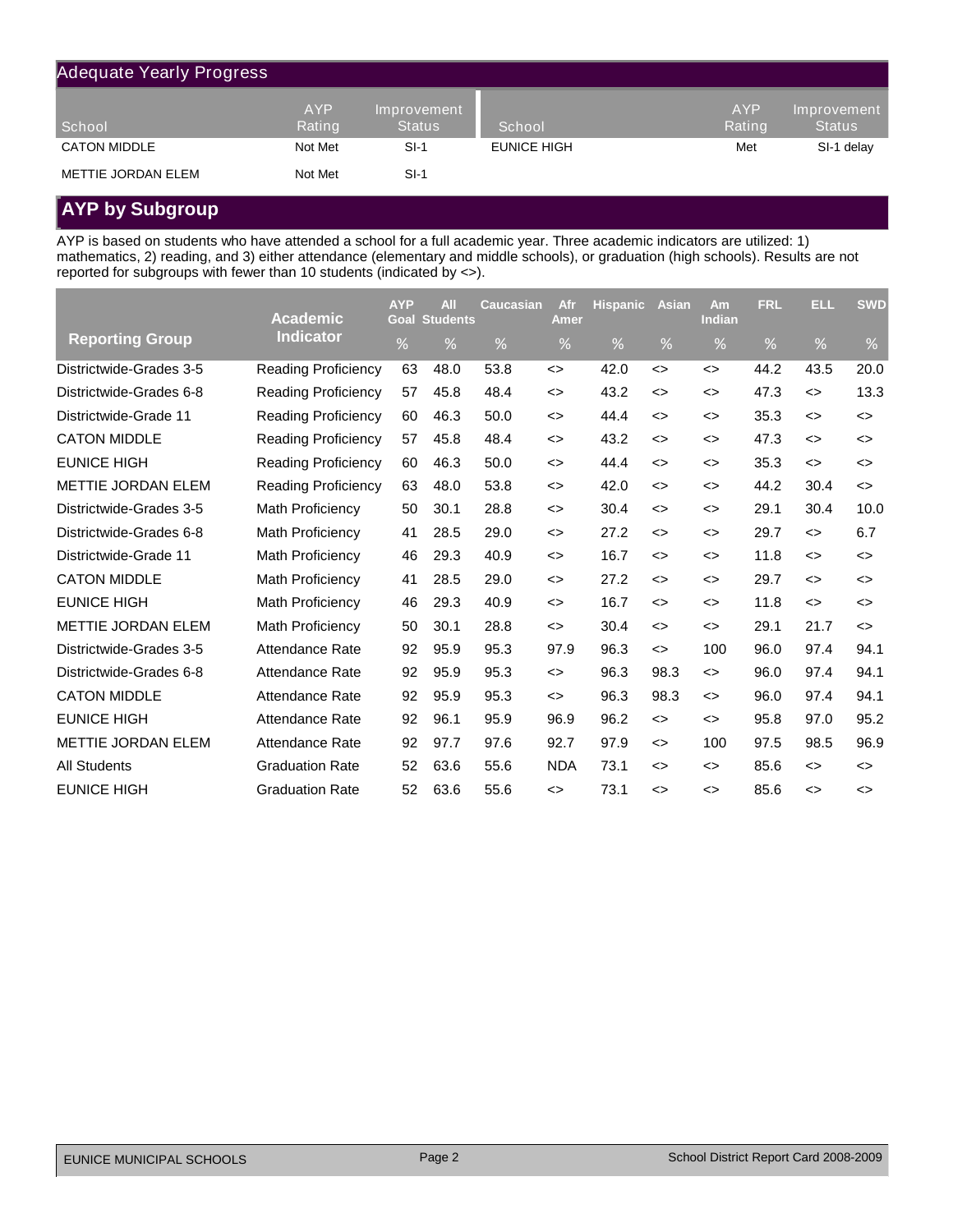## Adequate Yearly Progress

| School | AYP Rating | Improvement Status | School | AYP Rating | Improvement Status |
|---|---|---|---|---|---|
| CATON MIDDLE | Not Met | SI-1 | EUNICE HIGH | Met | SI-1 delay |
| METTIE JORDAN ELEM | Not Met | SI-1 | | | |

## AYP by Subgroup

AYP is based on students who have attended a school for a full academic year. Three academic indicators are utilized: 1) mathematics, 2) reading, and 3) either attendance (elementary and middle schools), or graduation (high schools). Results are not reported for subgroups with fewer than 10 students (indicated by <>).

| Reporting Group | Academic Indicator | AYP Goal % | All Students % | Caucasian % | Afr Amer % | Hispanic % | Asian % | Am Indian % | FRL % | ELL % | SWD % |
|---|---|---|---|---|---|---|---|---|---|---|---|
| Districtwide-Grades 3-5 | Reading Proficiency | 63 | 48.0 | 53.8 | <> | 42.0 | <> | <> | 44.2 | 43.5 | 20.0 |
| Districtwide-Grades 6-8 | Reading Proficiency | 57 | 45.8 | 48.4 | <> | 43.2 | <> | <> | 47.3 | <> | 13.3 |
| Districtwide-Grade 11 | Reading Proficiency | 60 | 46.3 | 50.0 | <> | 44.4 | <> | <> | 35.3 | <> | <> |
| CATON MIDDLE | Reading Proficiency | 57 | 45.8 | 48.4 | <> | 43.2 | <> | <> | 47.3 | <> | <> |
| EUNICE HIGH | Reading Proficiency | 60 | 46.3 | 50.0 | <> | 44.4 | <> | <> | 35.3 | <> | <> |
| METTIE JORDAN ELEM | Reading Proficiency | 63 | 48.0 | 53.8 | <> | 42.0 | <> | <> | 44.2 | 30.4 | <> |
| Districtwide-Grades 3-5 | Math Proficiency | 50 | 30.1 | 28.8 | <> | 30.4 | <> | <> | 29.1 | 30.4 | 10.0 |
| Districtwide-Grades 6-8 | Math Proficiency | 41 | 28.5 | 29.0 | <> | 27.2 | <> | <> | 29.7 | <> | 6.7 |
| Districtwide-Grade 11 | Math Proficiency | 46 | 29.3 | 40.9 | <> | 16.7 | <> | <> | 11.8 | <> | <> |
| CATON MIDDLE | Math Proficiency | 41 | 28.5 | 29.0 | <> | 27.2 | <> | <> | 29.7 | <> | <> |
| EUNICE HIGH | Math Proficiency | 46 | 29.3 | 40.9 | <> | 16.7 | <> | <> | 11.8 | <> | <> |
| METTIE JORDAN ELEM | Math Proficiency | 50 | 30.1 | 28.8 | <> | 30.4 | <> | <> | 29.1 | 21.7 | <> |
| Districtwide-Grades 3-5 | Attendance Rate | 92 | 95.9 | 95.3 | 97.9 | 96.3 | <> | 100 | 96.0 | 97.4 | 94.1 |
| Districtwide-Grades 6-8 | Attendance Rate | 92 | 95.9 | 95.3 | <> | 96.3 | 98.3 | <> | 96.0 | 97.4 | 94.1 |
| CATON MIDDLE | Attendance Rate | 92 | 95.9 | 95.3 | <> | 96.3 | 98.3 | <> | 96.0 | 97.4 | 94.1 |
| EUNICE HIGH | Attendance Rate | 92 | 96.1 | 95.9 | 96.9 | 96.2 | <> | <> | 95.8 | 97.0 | 95.2 |
| METTIE JORDAN ELEM | Attendance Rate | 92 | 97.7 | 97.6 | 92.7 | 97.9 | <> | 100 | 97.5 | 98.5 | 96.9 |
| All Students | Graduation Rate | 52 | 63.6 | 55.6 | NDA | 73.1 | <> | <> | 85.6 | <> | <> |
| EUNICE HIGH | Graduation Rate | 52 | 63.6 | 55.6 | <> | 73.1 | <> | <> | 85.6 | <> | <> |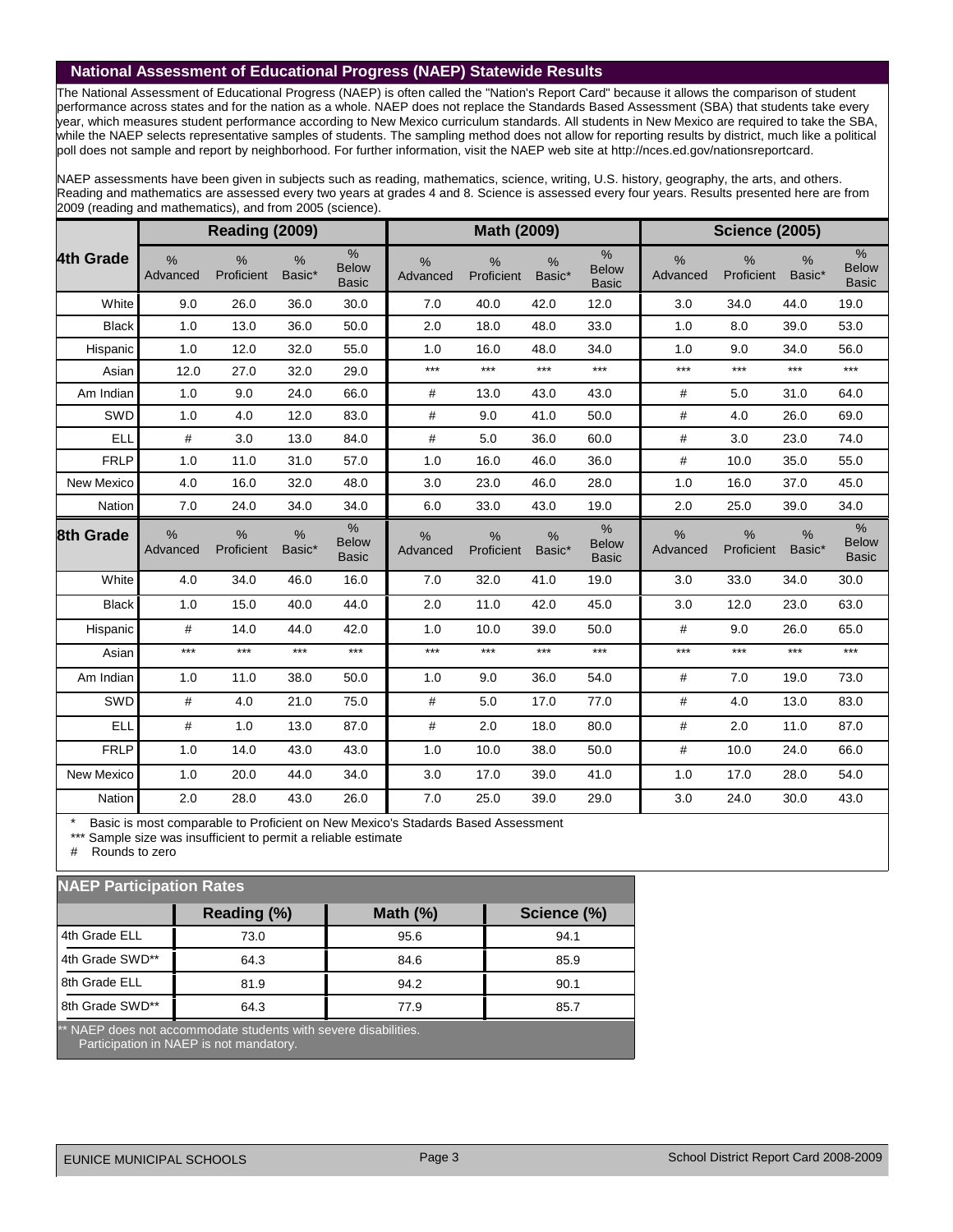## National Assessment of Educational Progress (NAEP) Statewide Results

The National Assessment of Educational Progress (NAEP) is often called the "Nation's Report Card" because it allows the comparison of student performance across states and for the nation as a whole. NAEP does not replace the Standards Based Assessment (SBA) that students take every year, which measures student performance according to New Mexico curriculum standards. All students in New Mexico are required to take the SBA, while the NAEP selects representative samples of students. The sampling method does not allow for reporting results by district, much like a political poll does not sample and report by neighborhood. For further information, visit the NAEP web site at http://nces.ed.gov/nationsreportcard.

NAEP assessments have been given in subjects such as reading, mathematics, science, writing, U.S. history, geography, the arts, and others. Reading and mathematics are assessed every two years at grades 4 and 8. Science is assessed every four years. Results presented here are from 2009 (reading and mathematics), and from 2005 (science).

| | Reading (2009) | | | | Math (2009) | | | | Science (2005) | | | |
|---|---|---|---|---|---|---|---|---|---|---|---|---|
| **4th Grade** | % Advanced | % Proficient | % Basic* | % Below Basic | % Advanced | % Proficient | % Basic* | % Below Basic | % Advanced | % Proficient | % Basic* | % Below Basic |
| White | 9.0 | 26.0 | 36.0 | 30.0 | 7.0 | 40.0 | 42.0 | 12.0 | 3.0 | 34.0 | 44.0 | 19.0 |
| Black | 1.0 | 13.0 | 36.0 | 50.0 | 2.0 | 18.0 | 48.0 | 33.0 | 1.0 | 8.0 | 39.0 | 53.0 |
| Hispanic | 1.0 | 12.0 | 32.0 | 55.0 | 1.0 | 16.0 | 48.0 | 34.0 | 1.0 | 9.0 | 34.0 | 56.0 |
| Asian | 12.0 | 27.0 | 32.0 | 29.0 | *** | *** | *** | *** | *** | *** | *** | *** |
| Am Indian | 1.0 | 9.0 | 24.0 | 66.0 | # | 13.0 | 43.0 | 43.0 | # | 5.0 | 31.0 | 64.0 |
| SWD | 1.0 | 4.0 | 12.0 | 83.0 | # | 9.0 | 41.0 | 50.0 | # | 4.0 | 26.0 | 69.0 |
| ELL | # | 3.0 | 13.0 | 84.0 | # | 5.0 | 36.0 | 60.0 | # | 3.0 | 23.0 | 74.0 |
| FRLP | 1.0 | 11.0 | 31.0 | 57.0 | 1.0 | 16.0 | 46.0 | 36.0 | # | 10.0 | 35.0 | 55.0 |
| New Mexico | 4.0 | 16.0 | 32.0 | 48.0 | 3.0 | 23.0 | 46.0 | 28.0 | 1.0 | 16.0 | 37.0 | 45.0 |
| Nation | 7.0 | 24.0 | 34.0 | 34.0 | 6.0 | 33.0 | 43.0 | 19.0 | 2.0 | 25.0 | 39.0 | 34.0 |
| **8th Grade** | % Advanced | % Proficient | % Basic* | % Below Basic | % Advanced | % Proficient | % Basic* | % Below Basic | % Advanced | % Proficient | % Basic* | % Below Basic |
| White | 4.0 | 34.0 | 46.0 | 16.0 | 7.0 | 32.0 | 41.0 | 19.0 | 3.0 | 33.0 | 34.0 | 30.0 |
| Black | 1.0 | 15.0 | 40.0 | 44.0 | 2.0 | 11.0 | 42.0 | 45.0 | 3.0 | 12.0 | 23.0 | 63.0 |
| Hispanic | # | 14.0 | 44.0 | 42.0 | 1.0 | 10.0 | 39.0 | 50.0 | # | 9.0 | 26.0 | 65.0 |
| Asian | *** | *** | *** | *** | *** | *** | *** | *** | *** | *** | *** | *** |
| Am Indian | 1.0 | 11.0 | 38.0 | 50.0 | 1.0 | 9.0 | 36.0 | 54.0 | # | 7.0 | 19.0 | 73.0 |
| SWD | # | 4.0 | 21.0 | 75.0 | # | 5.0 | 17.0 | 77.0 | # | 4.0 | 13.0 | 83.0 |
| ELL | # | 1.0 | 13.0 | 87.0 | # | 2.0 | 18.0 | 80.0 | # | 2.0 | 11.0 | 87.0 |
| FRLP | 1.0 | 14.0 | 43.0 | 43.0 | 1.0 | 10.0 | 38.0 | 50.0 | # | 10.0 | 24.0 | 66.0 |
| New Mexico | 1.0 | 20.0 | 44.0 | 34.0 | 3.0 | 17.0 | 39.0 | 41.0 | 1.0 | 17.0 | 28.0 | 54.0 |
| Nation | 2.0 | 28.0 | 43.0 | 26.0 | 7.0 | 25.0 | 39.0 | 29.0 | 3.0 | 24.0 | 30.0 | 43.0 |

\* Basic is most comparable to Proficient on New Mexico's Stadards Based Assessment

*** Sample size was insufficient to permit a reliable estimate

\# Rounds to zero

## NAEP Participation Rates

| | Reading (%) | Math (%) | Science (%) |
|---|---|---|---|
| 4th Grade ELL | 73.0 | 95.6 | 94.1 |
| 4th Grade SWD** | 64.3 | 84.6 | 85.9 |
| 8th Grade ELL | 81.9 | 94.2 | 90.1 |
| 8th Grade SWD** | 64.3 | 77.9 | 85.7 |

** NAEP does not accommodate students with severe disabilities.
Participation in NAEP is not mandatory.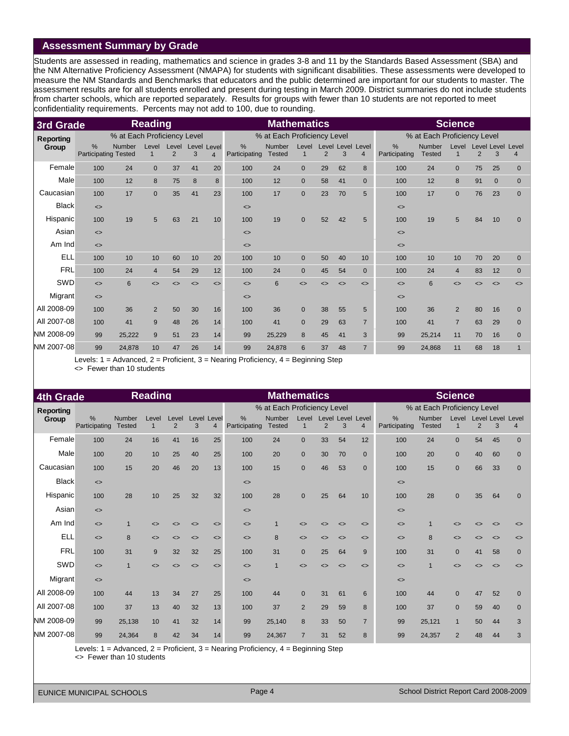## Assessment Summary by Grade

Students are assessed in reading, mathematics and science in grades 3-8 and 11 by the Standards Based Assessment (SBA) and the NM Alternative Proficiency Assessment (NMAPA) for students with significant disabilities. These assessments were developed to measure the NM Standards and Benchmarks that educators and the public determined are important for our students to master. The assessment results are for all students enrolled and present during testing in March 2009. District summaries do not include students from charter schools, which are reported separately. Results for groups with fewer than 10 students are not reported to meet confidentiality requirements. Percents may not add to 100, due to rounding.

### 3rd Grade

| Reporting Group | Reading | | | | | | Mathematics | | | | | | Science | | | | | |
|---|---|---|---|---|---|---|---|---|---|---|---|---|---|---|---|---|---|---|
| | % at Each Proficiency Level | | | | | | % at Each Proficiency Level | | | | | | % at Each Proficiency Level | | | | | |
| | % Participating | Number Tested | Level 1 | Level 2 | Level 3 | Level 4 | % Participating | Number Tested | Level 1 | Level 2 | Level 3 | Level 4 | % Participating | Number Tested | Level 1 | Level 2 | Level 3 | Level 4 |
| Female | 100 | 24 | 0 | 37 | 41 | 20 | 100 | 24 | 0 | 29 | 62 | 8 | 100 | 24 | 0 | 75 | 25 | 0 |
| Male | 100 | 12 | 8 | 75 | 8 | 8 | 100 | 12 | 0 | 58 | 41 | 0 | 100 | 12 | 8 | 91 | 0 | 0 |
| Caucasian | 100 | 17 | 0 | 35 | 41 | 23 | 100 | 17 | 0 | 23 | 70 | 5 | 100 | 17 | 0 | 76 | 23 | 0 |
| Black | <> | | | | | | <> | | | | | | <> | | | | | |
| Hispanic | 100 | 19 | 5 | 63 | 21 | 10 | 100 | 19 | 0 | 52 | 42 | 5 | 100 | 19 | 5 | 84 | 10 | 0 |
| Asian | <> | | | | | | <> | | | | | | <> | | | | | |
| Am Ind | <> | | | | | | <> | | | | | | <> | | | | | |
| ELL | 100 | 10 | 10 | 60 | 10 | 20 | 100 | 10 | 0 | 50 | 40 | 10 | 100 | 10 | 10 | 70 | 20 | 0 |
| FRL | 100 | 24 | 4 | 54 | 29 | 12 | 100 | 24 | 0 | 45 | 54 | 0 | 100 | 24 | 4 | 83 | 12 | 0 |
| SWD | <> | 6 | <> | <> | <> | <> | <> | 6 | <> | <> | <> | <> | <> | 6 | <> | <> | <> | <> |
| Migrant | <> | | | | | | <> | | | | | | <> | | | | | |
| All 2008-09 | 100 | 36 | 2 | 50 | 30 | 16 | 100 | 36 | 0 | 38 | 55 | 5 | 100 | 36 | 2 | 80 | 16 | 0 |
| All 2007-08 | 100 | 41 | 9 | 48 | 26 | 14 | 100 | 41 | 0 | 29 | 63 | 7 | 100 | 41 | 7 | 63 | 29 | 0 |
| NM 2008-09 | 99 | 25,222 | 9 | 51 | 23 | 14 | 99 | 25,229 | 8 | 45 | 41 | 3 | 99 | 25,214 | 11 | 70 | 16 | 0 |
| NM 2007-08 | 99 | 24,878 | 10 | 47 | 26 | 14 | 99 | 24,878 | 6 | 37 | 48 | 7 | 99 | 24,868 | 11 | 68 | 18 | 1 |

Levels: 1 = Advanced, 2 = Proficient, 3 = Nearing Proficiency, 4 = Beginning Step
<> Fewer than 10 students

### 4th Grade

| Reporting Group | Reading | | | | | | Mathematics | | | | | | Science | | | | | |
|---|---|---|---|---|---|---|---|---|---|---|---|---|---|---|---|---|---|---|
| | | | | | | | % at Each Proficiency Level | | | | | | % at Each Proficiency Level | | | | | |
| | % Participating | Number Tested | Level 1 | Level 2 | Level 3 | Level 4 | % Participating | Number Tested | Level 1 | Level 2 | Level 3 | Level 4 | % Participating | Number Tested | Level 1 | Level 2 | Level 3 | Level 4 |
| Female | 100 | 24 | 16 | 41 | 16 | 25 | 100 | 24 | 0 | 33 | 54 | 12 | 100 | 24 | 0 | 54 | 45 | 0 |
| Male | 100 | 20 | 10 | 25 | 40 | 25 | 100 | 20 | 0 | 30 | 70 | 0 | 100 | 20 | 0 | 40 | 60 | 0 |
| Caucasian | 100 | 15 | 20 | 46 | 20 | 13 | 100 | 15 | 0 | 46 | 53 | 0 | 100 | 15 | 0 | 66 | 33 | 0 |
| Black | <> | | | | | | <> | | | | | | <> | | | | | |
| Hispanic | 100 | 28 | 10 | 25 | 32 | 32 | 100 | 28 | 0 | 25 | 64 | 10 | 100 | 28 | 0 | 35 | 64 | 0 |
| Asian | <> | | | | | | <> | | | | | | <> | | | | | |
| Am Ind | <> | 1 | <> | <> | <> | <> | <> | 1 | <> | <> | <> | <> | <> | 1 | <> | <> | <> | <> |
| ELL | <> | 8 | <> | <> | <> | <> | <> | 8 | <> | <> | <> | <> | <> | 8 | <> | <> | <> | <> |
| FRL | 100 | 31 | 9 | 32 | 32 | 25 | 100 | 31 | 0 | 25 | 64 | 9 | 100 | 31 | 0 | 41 | 58 | 0 |
| SWD | <> | 1 | <> | <> | <> | <> | <> | 1 | <> | <> | <> | <> | <> | 1 | <> | <> | <> | <> |
| Migrant | <> | | | | | | <> | | | | | | <> | | | | | |
| All 2008-09 | 100 | 44 | 13 | 34 | 27 | 25 | 100 | 44 | 0 | 31 | 61 | 6 | 100 | 44 | 0 | 47 | 52 | 0 |
| All 2007-08 | 100 | 37 | 13 | 40 | 32 | 13 | 100 | 37 | 2 | 29 | 59 | 8 | 100 | 37 | 0 | 59 | 40 | 0 |
| NM 2008-09 | 99 | 25,138 | 10 | 41 | 32 | 14 | 99 | 25,140 | 8 | 33 | 50 | 7 | 99 | 25,121 | 1 | 50 | 44 | 3 |
| NM 2007-08 | 99 | 24,364 | 8 | 42 | 34 | 14 | 99 | 24,367 | 7 | 31 | 52 | 8 | 99 | 24,357 | 2 | 48 | 44 | 3 |

Levels: 1 = Advanced, 2 = Proficient, 3 = Nearing Proficiency, 4 = Beginning Step
<> Fewer than 10 students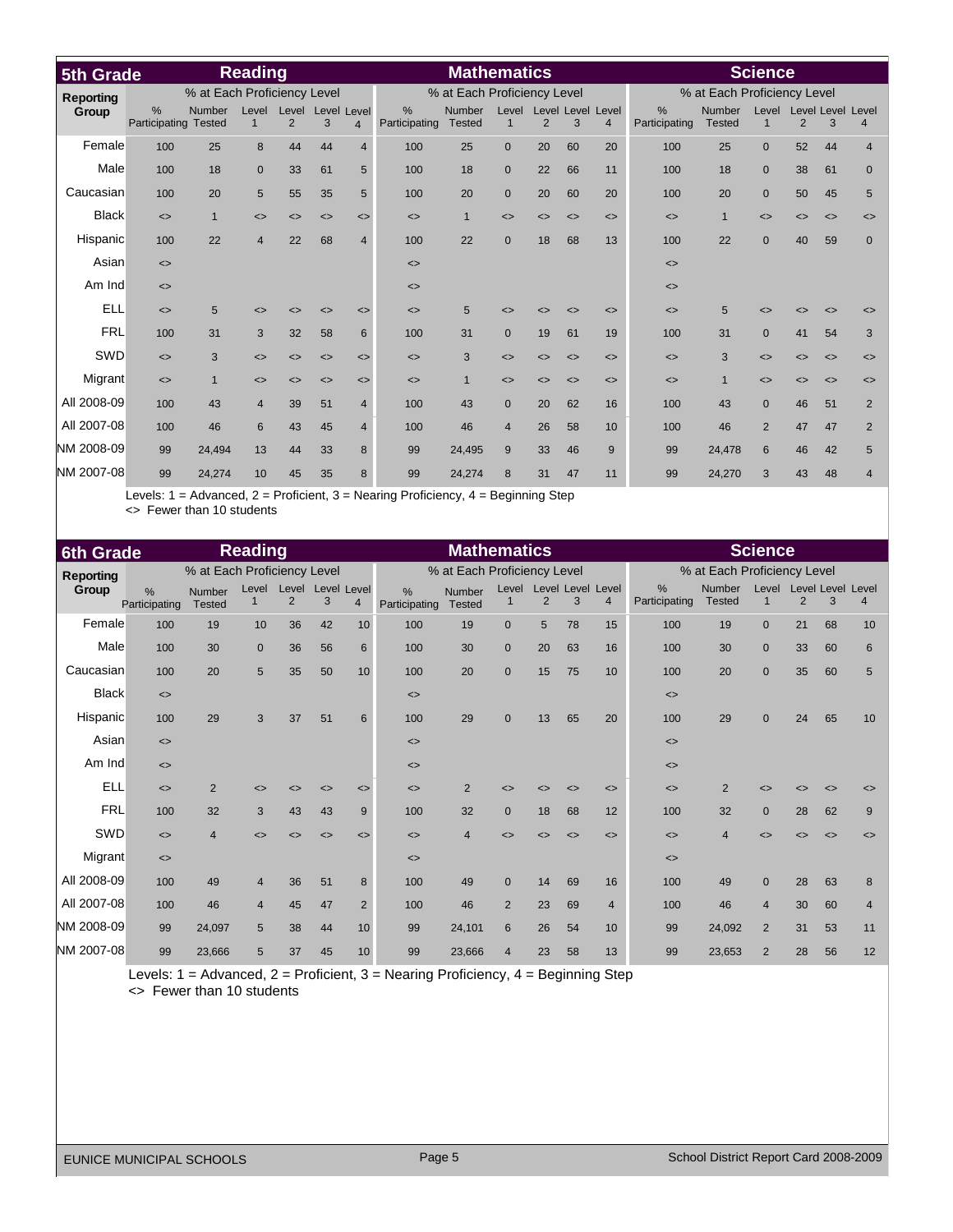## 5th Grade

| Reporting Group | Reading | | | | | | Mathematics | | | | | | Science | | | | | |
|---|---|---|---|---|---|---|---|---|---|---|---|---|---|---|---|---|---|---|
| | % at Each Proficiency Level | | | | | | % at Each Proficiency Level | | | | | | % at Each Proficiency Level | | | | | |
| | % Participating | Number Tested | Level 1 | Level 2 | Level 3 | Level 4 | % Participating | Number Tested | Level 1 | Level 2 | Level 3 | Level 4 | % Participating | Number Tested | Level 1 | Level 2 | Level 3 | Level 4 |
| Female | 100 | 25 | 8 | 44 | 44 | 4 | 100 | 25 | 0 | 20 | 60 | 20 | 100 | 25 | 0 | 52 | 44 | 4 |
| Male | 100 | 18 | 0 | 33 | 61 | 5 | 100 | 18 | 0 | 22 | 66 | 11 | 100 | 18 | 0 | 38 | 61 | 0 |
| Caucasian | 100 | 20 | 5 | 55 | 35 | 5 | 100 | 20 | 0 | 20 | 60 | 20 | 100 | 20 | 0 | 50 | 45 | 5 |
| Black | <> | 1 | <> | <> | <> | <> | <> | 1 | <> | <> | <> | <> | <> | 1 | <> | <> | <> | <> |
| Hispanic | 100 | 22 | 4 | 22 | 68 | 4 | 100 | 22 | 0 | 18 | 68 | 13 | 100 | 22 | 0 | 40 | 59 | 0 |
| Asian | <> | | | | | | <> | | | | | | <> | | | | | |
| Am Ind | <> | | | | | | <> | | | | | | <> | | | | | |
| ELL | <> | 5 | <> | <> | <> | <> | <> | 5 | <> | <> | <> | <> | <> | 5 | <> | <> | <> | <> |
| FRL | 100 | 31 | 3 | 32 | 58 | 6 | 100 | 31 | 0 | 19 | 61 | 19 | 100 | 31 | 0 | 41 | 54 | 3 |
| SWD | <> | 3 | <> | <> | <> | <> | <> | 3 | <> | <> | <> | <> | <> | 3 | <> | <> | <> | <> |
| Migrant | <> | 1 | <> | <> | <> | <> | <> | 1 | <> | <> | <> | <> | <> | 1 | <> | <> | <> | <> |
| All 2008-09 | 100 | 43 | 4 | 39 | 51 | 4 | 100 | 43 | 0 | 20 | 62 | 16 | 100 | 43 | 0 | 46 | 51 | 2 |
| All 2007-08 | 100 | 46 | 6 | 43 | 45 | 4 | 100 | 46 | 4 | 26 | 58 | 10 | 100 | 46 | 2 | 47 | 47 | 2 |
| NM 2008-09 | 99 | 24,494 | 13 | 44 | 33 | 8 | 99 | 24,495 | 9 | 33 | 46 | 9 | 99 | 24,478 | 6 | 46 | 42 | 5 |
| NM 2007-08 | 99 | 24,274 | 10 | 45 | 35 | 8 | 99 | 24,274 | 8 | 31 | 47 | 11 | 99 | 24,270 | 3 | 43 | 48 | 4 |

Levels: 1 = Advanced, 2 = Proficient, 3 = Nearing Proficiency, 4 = Beginning Step
<> Fewer than 10 students

## 6th Grade

| Reporting Group | Reading | | | | | | Mathematics | | | | | | Science | | | | | |
|---|---|---|---|---|---|---|---|---|---|---|---|---|---|---|---|---|---|---|
| | % at Each Proficiency Level | | | | | | % at Each Proficiency Level | | | | | | % at Each Proficiency Level | | | | | |
| | % Participating | Number Tested | Level 1 | Level 2 | Level 3 | Level 4 | % Participating | Number Tested | Level 1 | Level 2 | Level 3 | Level 4 | % Participating | Number Tested | Level 1 | Level 2 | Level 3 | Level 4 |
| Female | 100 | 19 | 10 | 36 | 42 | 10 | 100 | 19 | 0 | 5 | 78 | 15 | 100 | 19 | 0 | 21 | 68 | 10 |
| Male | 100 | 30 | 0 | 36 | 56 | 6 | 100 | 30 | 0 | 20 | 63 | 16 | 100 | 30 | 0 | 33 | 60 | 6 |
| Caucasian | 100 | 20 | 5 | 35 | 50 | 10 | 100 | 20 | 0 | 15 | 75 | 10 | 100 | 20 | 0 | 35 | 60 | 5 |
| Black | <> | | | | | | <> | | | | | | <> | | | | | |
| Hispanic | 100 | 29 | 3 | 37 | 51 | 6 | 100 | 29 | 0 | 13 | 65 | 20 | 100 | 29 | 0 | 24 | 65 | 10 |
| Asian | <> | | | | | | <> | | | | | | <> | | | | | |
| Am Ind | <> | | | | | | <> | | | | | | <> | | | | | |
| ELL | <> | 2 | <> | <> | <> | <> | <> | 2 | <> | <> | <> | <> | <> | 2 | <> | <> | <> | <> |
| FRL | 100 | 32 | 3 | 43 | 43 | 9 | 100 | 32 | 0 | 18 | 68 | 12 | 100 | 32 | 0 | 28 | 62 | 9 |
| SWD | <> | 4 | <> | <> | <> | <> | <> | 4 | <> | <> | <> | <> | <> | 4 | <> | <> | <> | <> |
| Migrant | <> | | | | | | <> | | | | | | <> | | | | | |
| All 2008-09 | 100 | 49 | 4 | 36 | 51 | 8 | 100 | 49 | 0 | 14 | 69 | 16 | 100 | 49 | 0 | 28 | 63 | 8 |
| All 2007-08 | 100 | 46 | 4 | 45 | 47 | 2 | 100 | 46 | 2 | 23 | 69 | 4 | 100 | 46 | 4 | 30 | 60 | 4 |
| NM 2008-09 | 99 | 24,097 | 5 | 38 | 44 | 10 | 99 | 24,101 | 6 | 26 | 54 | 10 | 99 | 24,092 | 2 | 31 | 53 | 11 |
| NM 2007-08 | 99 | 23,666 | 5 | 37 | 45 | 10 | 99 | 23,666 | 4 | 23 | 58 | 13 | 99 | 23,653 | 2 | 28 | 56 | 12 |

Levels: 1 = Advanced, 2 = Proficient, 3 = Nearing Proficiency, 4 = Beginning Step
<> Fewer than 10 students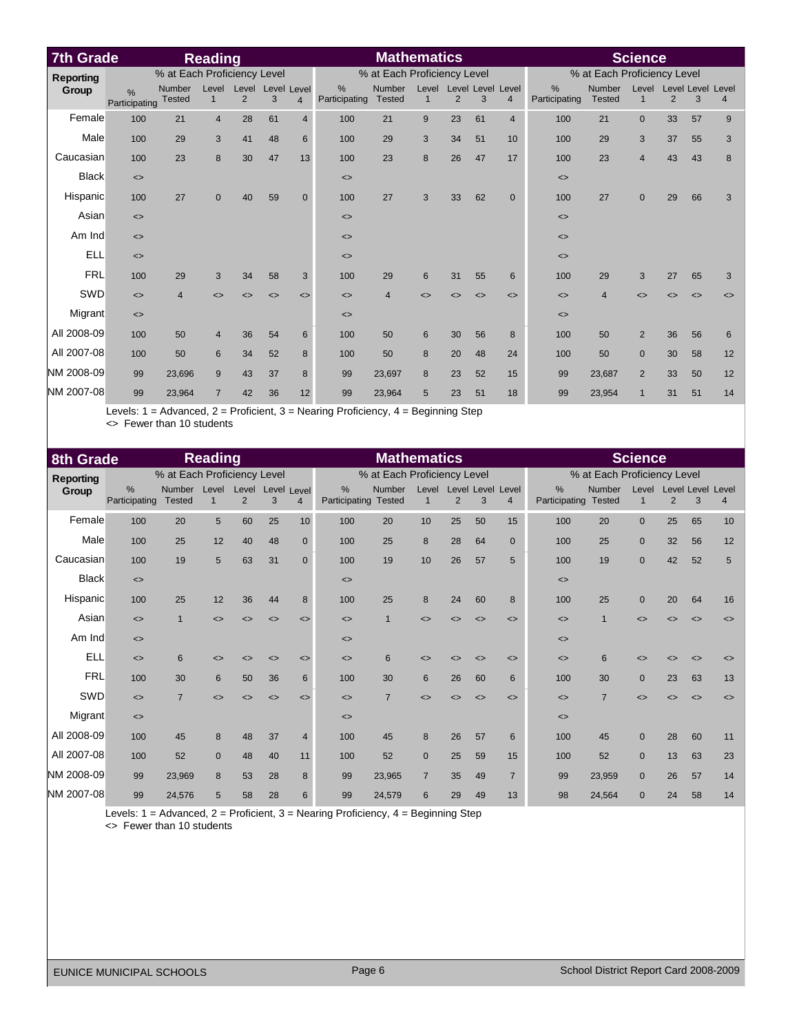## 7th Grade

| Reporting Group | Reading | | | | | | Mathematics | | | | | | Science | | | | | |
|---|---|---|---|---|---|---|---|---|---|---|---|---|---|---|---|---|---|---|
| | % at Each Proficiency Level | | | | | | % at Each Proficiency Level | | | | | | % at Each Proficiency Level | | | | | |
| | % Participating | Number Tested | Level 1 | Level 2 | Level 3 | Level 4 | % Participating | Number Tested | Level 1 | Level 2 | Level 3 | Level 4 | % Participating | Number Tested | Level 1 | Level 2 | Level 3 | Level 4 |
| Female | 100 | 21 | 4 | 28 | 61 | 4 | 100 | 21 | 9 | 23 | 61 | 4 | 100 | 21 | 0 | 33 | 57 | 9 |
| Male | 100 | 29 | 3 | 41 | 48 | 6 | 100 | 29 | 3 | 34 | 51 | 10 | 100 | 29 | 3 | 37 | 55 | 3 |
| Caucasian | 100 | 23 | 8 | 30 | 47 | 13 | 100 | 23 | 8 | 26 | 47 | 17 | 100 | 23 | 4 | 43 | 43 | 8 |
| Black | <> | | | | | | <> | | | | | | <> | | | | | |
| Hispanic | 100 | 27 | 0 | 40 | 59 | 0 | 100 | 27 | 3 | 33 | 62 | 0 | 100 | 27 | 0 | 29 | 66 | 3 |
| Asian | <> | | | | | | <> | | | | | | <> | | | | | |
| Am Ind | <> | | | | | | <> | | | | | | <> | | | | | |
| ELL | <> | | | | | | <> | | | | | | <> | | | | | |
| FRL | 100 | 29 | 3 | 34 | 58 | 3 | 100 | 29 | 6 | 31 | 55 | 6 | 100 | 29 | 3 | 27 | 65 | 3 |
| SWD | <> | 4 | <> | <> | <> | <> | <> | 4 | <> | <> | <> | <> | <> | 4 | <> | <> | <> | <> |
| Migrant | <> | | | | | | <> | | | | | | <> | | | | | |
| All 2008-09 | 100 | 50 | 4 | 36 | 54 | 6 | 100 | 50 | 6 | 30 | 56 | 8 | 100 | 50 | 2 | 36 | 56 | 6 |
| All 2007-08 | 100 | 50 | 6 | 34 | 52 | 8 | 100 | 50 | 8 | 20 | 48 | 24 | 100 | 50 | 0 | 30 | 58 | 12 |
| NM 2008-09 | 99 | 23,696 | 9 | 43 | 37 | 8 | 99 | 23,697 | 8 | 23 | 52 | 15 | 99 | 23,687 | 2 | 33 | 50 | 12 |
| NM 2007-08 | 99 | 23,964 | 7 | 42 | 36 | 12 | 99 | 23,964 | 5 | 23 | 51 | 18 | 99 | 23,954 | 1 | 31 | 51 | 14 |

Levels: 1 = Advanced, 2 = Proficient, 3 = Nearing Proficiency, 4 = Beginning Step
<> Fewer than 10 students

## 8th Grade

| Reporting Group | Reading | | | | | | Mathematics | | | | | | Science | | | | | |
|---|---|---|---|---|---|---|---|---|---|---|---|---|---|---|---|---|---|---|
| | % at Each Proficiency Level | | | | | | % at Each Proficiency Level | | | | | | % at Each Proficiency Level | | | | | |
| | % Participating | Number Tested | Level 1 | Level 2 | Level 3 | Level 4 | % Participating | Number Tested | Level 1 | Level 2 | Level 3 | Level 4 | % Participating | Number Tested | Level 1 | Level 2 | Level 3 | Level 4 |
| Female | 100 | 20 | 5 | 60 | 25 | 10 | 100 | 20 | 10 | 25 | 50 | 15 | 100 | 20 | 0 | 25 | 65 | 10 |
| Male | 100 | 25 | 12 | 40 | 48 | 0 | 100 | 25 | 8 | 28 | 64 | 0 | 100 | 25 | 0 | 32 | 56 | 12 |
| Caucasian | 100 | 19 | 5 | 63 | 31 | 0 | 100 | 19 | 10 | 26 | 57 | 5 | 100 | 19 | 0 | 42 | 52 | 5 |
| Black | <> | | | | | | <> | | | | | | <> | | | | | |
| Hispanic | 100 | 25 | 12 | 36 | 44 | 8 | 100 | 25 | 8 | 24 | 60 | 8 | 100 | 25 | 0 | 20 | 64 | 16 |
| Asian | <> | 1 | <> | <> | <> | <> | <> | 1 | <> | <> | <> | <> | <> | 1 | <> | <> | <> | <> |
| Am Ind | <> | | | | | | <> | | | | | | <> | | | | | |
| ELL | <> | 6 | <> | <> | <> | <> | <> | 6 | <> | <> | <> | <> | <> | 6 | <> | <> | <> | <> |
| FRL | 100 | 30 | 6 | 50 | 36 | 6 | 100 | 30 | 6 | 26 | 60 | 6 | 100 | 30 | 0 | 23 | 63 | 13 |
| SWD | <> | 7 | <> | <> | <> | <> | <> | 7 | <> | <> | <> | <> | <> | 7 | <> | <> | <> | <> |
| Migrant | <> | | | | | | <> | | | | | | <> | | | | | |
| All 2008-09 | 100 | 45 | 8 | 48 | 37 | 4 | 100 | 45 | 8 | 26 | 57 | 6 | 100 | 45 | 0 | 28 | 60 | 11 |
| All 2007-08 | 100 | 52 | 0 | 48 | 40 | 11 | 100 | 52 | 0 | 25 | 59 | 15 | 100 | 52 | 0 | 13 | 63 | 23 |
| NM 2008-09 | 99 | 23,969 | 8 | 53 | 28 | 8 | 99 | 23,965 | 7 | 35 | 49 | 7 | 99 | 23,959 | 0 | 26 | 57 | 14 |
| NM 2007-08 | 99 | 24,576 | 5 | 58 | 28 | 6 | 99 | 24,579 | 6 | 29 | 49 | 13 | 98 | 24,564 | 0 | 24 | 58 | 14 |

Levels: 1 = Advanced, 2 = Proficient, 3 = Nearing Proficiency, 4 = Beginning Step
<> Fewer than 10 students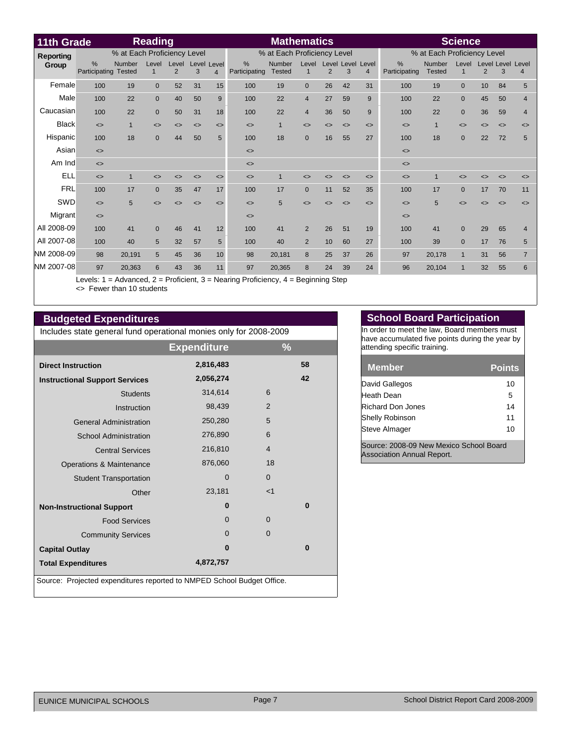## 11th Grade

| Reporting Group | Reading | | | | | | Mathematics | | | | | | Science | | | | | |
|---|---|---|---|---|---|---|---|---|---|---|---|---|---|---|---|---|---|---|
| | % at Each Proficiency Level | | | | | | % at Each Proficiency Level | | | | | | % at Each Proficiency Level | | | | | |
| | % Participating | Number Tested | Level 1 | Level 2 | Level 3 | Level 4 | % Participating | Number Tested | Level 1 | Level 2 | Level 3 | Level 4 | % Participating | Number Tested | Level 1 | Level 2 | Level 3 | Level 4 |
| Female | 100 | 19 | 0 | 52 | 31 | 15 | 100 | 19 | 0 | 26 | 42 | 31 | 100 | 19 | 0 | 10 | 84 | 5 |
| Male | 100 | 22 | 0 | 40 | 50 | 9 | 100 | 22 | 4 | 27 | 59 | 9 | 100 | 22 | 0 | 45 | 50 | 4 |
| Caucasian | 100 | 22 | 0 | 50 | 31 | 18 | 100 | 22 | 4 | 36 | 50 | 9 | 100 | 22 | 0 | 36 | 59 | 4 |
| Black | <> | 1 | <> | <> | <> | <> | <> | 1 | <> | <> | <> | <> | <> | 1 | <> | <> | <> | <> |
| Hispanic | 100 | 18 | 0 | 44 | 50 | 5 | 100 | 18 | 0 | 16 | 55 | 27 | 100 | 18 | 0 | 22 | 72 | 5 |
| Asian | <> | | | | | | <> | | | | | | <> | | | | | |
| Am Ind | <> | | | | | | <> | | | | | | <> | | | | | |
| ELL | <> | 1 | <> | <> | <> | <> | <> | 1 | <> | <> | <> | <> | <> | 1 | <> | <> | <> | <> |
| FRL | 100 | 17 | 0 | 35 | 47 | 17 | 100 | 17 | 0 | 11 | 52 | 35 | 100 | 17 | 0 | 17 | 70 | 11 |
| SWD | <> | 5 | <> | <> | <> | <> | <> | 5 | <> | <> | <> | <> | <> | 5 | <> | <> | <> | <> |
| Migrant | <> | | | | | | <> | | | | | | <> | | | | | |
| All 2008-09 | 100 | 41 | 0 | 46 | 41 | 12 | 100 | 41 | 2 | 26 | 51 | 19 | 100 | 41 | 0 | 29 | 65 | 4 |
| All 2007-08 | 100 | 40 | 5 | 32 | 57 | 5 | 100 | 40 | 2 | 10 | 60 | 27 | 100 | 39 | 0 | 17 | 76 | 5 |
| NM 2008-09 | 98 | 20,191 | 5 | 45 | 36 | 10 | 98 | 20,181 | 8 | 25 | 37 | 26 | 97 | 20,178 | 1 | 31 | 56 | 7 |
| NM 2007-08 | 97 | 20,363 | 6 | 43 | 36 | 11 | 97 | 20,365 | 8 | 24 | 39 | 24 | 96 | 20,104 | 1 | 32 | 55 | 6 |

Levels: 1 = Advanced, 2 = Proficient, 3 = Nearing Proficiency, 4 = Beginning Step
<> Fewer than 10 students

## Budgeted Expenditures

Includes state general fund operational monies only for 2008-2009

| | Expenditure | % | |
|---|---|---|---|
| **Direct Instruction** | 2,816,483 | | 58 |
| **Instructional Support Services** | 2,056,274 | | 42 |
| Students | 314,614 | 6 | |
| Instruction | 98,439 | 2 | |
| General Administration | 250,280 | 5 | |
| School Administration | 276,890 | 6 | |
| Central Services | 216,810 | 4 | |
| Operations & Maintenance | 876,060 | 18 | |
| Student Transportation | 0 | 0 | |
| Other | 23,181 | <1 | |
| **Non-Instructional Support** | 0 | | 0 |
| Food Services | 0 | 0 | |
| Community Services | 0 | 0 | |
| **Capital Outlay** | 0 | | 0 |
| **Total Expenditures** | 4,872,757 | | |

Source: Projected expenditures reported to NMPED School Budget Office.

## School Board Participation

In order to meet the law, Board members must have accumulated five points during the year by attending specific training.

| Member | Points |
|---|---|
| David Gallegos | 10 |
| Heath Dean | 5 |
| Richard Don Jones | 14 |
| Shelly Robinson | 11 |
| Steve Almager | 10 |

Source: 2008-09 New Mexico School Board Association Annual Report.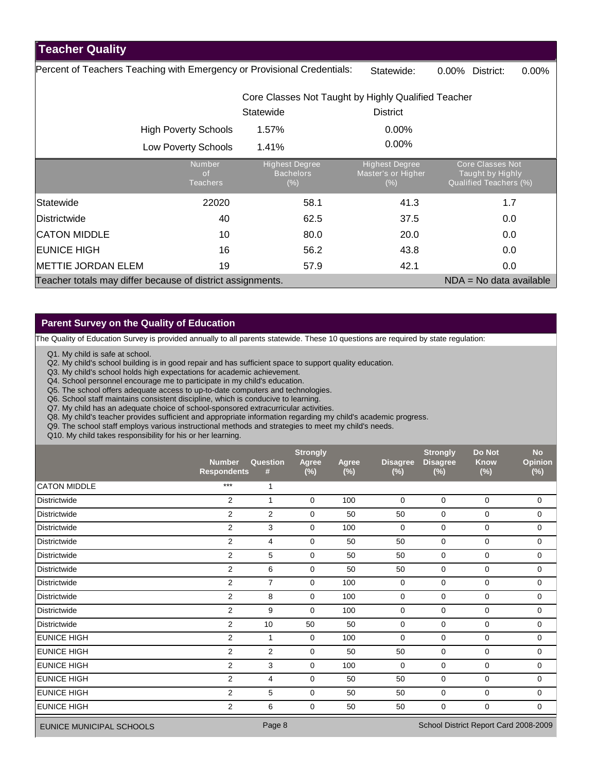## Teacher Quality

Percent of Teachers Teaching with Emergency or Provisional Credentials: Statewide: 0.00% District: 0.00%

| | Core Classes Not Taught by Highly Qualified Teacher | |
|---|---|---|
| | Statewide | District |
| High Poverty Schools | 1.57% | 0.00% |
| Low Poverty Schools | 1.41% | 0.00% |

| | Number of Teachers | Highest Degree Bachelors (%) | Highest Degree Master's or Higher (%) | Core Classes Not Taught by Highly Qualified Teachers (%) |
|---|---|---|---|---|
| Statewide | 22020 | 58.1 | 41.3 | 1.7 |
| Districtwide | 40 | 62.5 | 37.5 | 0.0 |
| CATON MIDDLE | 10 | 80.0 | 20.0 | 0.0 |
| EUNICE HIGH | 16 | 56.2 | 43.8 | 0.0 |
| METTIE JORDAN ELEM | 19 | 57.9 | 42.1 | 0.0 |

Teacher totals may differ because of district assignments. NDA = No data available

## Parent Survey on the Quality of Education

The Quality of Education Survey is provided annually to all parents statewide. These 10 questions are required by state regulation:

Q1. My child is safe at school.
Q2. My child's school building is in good repair and has sufficient space to support quality education.
Q3. My child's school holds high expectations for academic achievement.
Q4. School personnel encourage me to participate in my child's education.
Q5. The school offers adequate access to up-to-date computers and technologies.
Q6. School staff maintains consistent discipline, which is conducive to learning.
Q7. My child has an adequate choice of school-sponsored extracurricular activities.
Q8. My child's teacher provides sufficient and appropriate information regarding my child's academic progress.
Q9. The school staff employs various instructional methods and strategies to meet my child's needs.
Q10. My child takes responsibility for his or her learning.

| | Number Respondents | Question # | Strongly Agree (%) | Agree (%) | Disagree (%) | Strongly Disagree (%) | Do Not Know (%) | No Opinion (%) |
|---|---|---|---|---|---|---|---|---|
| CATON MIDDLE | *** | 1 | | | | | | |
| Districtwide | 2 | 1 | 0 | 100 | 0 | 0 | 0 | 0 |
| Districtwide | 2 | 2 | 0 | 50 | 50 | 0 | 0 | 0 |
| Districtwide | 2 | 3 | 0 | 100 | 0 | 0 | 0 | 0 |
| Districtwide | 2 | 4 | 0 | 50 | 50 | 0 | 0 | 0 |
| Districtwide | 2 | 5 | 0 | 50 | 50 | 0 | 0 | 0 |
| Districtwide | 2 | 6 | 0 | 50 | 50 | 0 | 0 | 0 |
| Districtwide | 2 | 7 | 0 | 100 | 0 | 0 | 0 | 0 |
| Districtwide | 2 | 8 | 0 | 100 | 0 | 0 | 0 | 0 |
| Districtwide | 2 | 9 | 0 | 100 | 0 | 0 | 0 | 0 |
| Districtwide | 2 | 10 | 50 | 50 | 0 | 0 | 0 | 0 |
| EUNICE HIGH | 2 | 1 | 0 | 100 | 0 | 0 | 0 | 0 |
| EUNICE HIGH | 2 | 2 | 0 | 50 | 50 | 0 | 0 | 0 |
| EUNICE HIGH | 2 | 3 | 0 | 100 | 0 | 0 | 0 | 0 |
| EUNICE HIGH | 2 | 4 | 0 | 50 | 50 | 0 | 0 | 0 |
| EUNICE HIGH | 2 | 5 | 0 | 50 | 50 | 0 | 0 | 0 |
| EUNICE HIGH | 2 | 6 | 0 | 50 | 50 | 0 | 0 | 0 |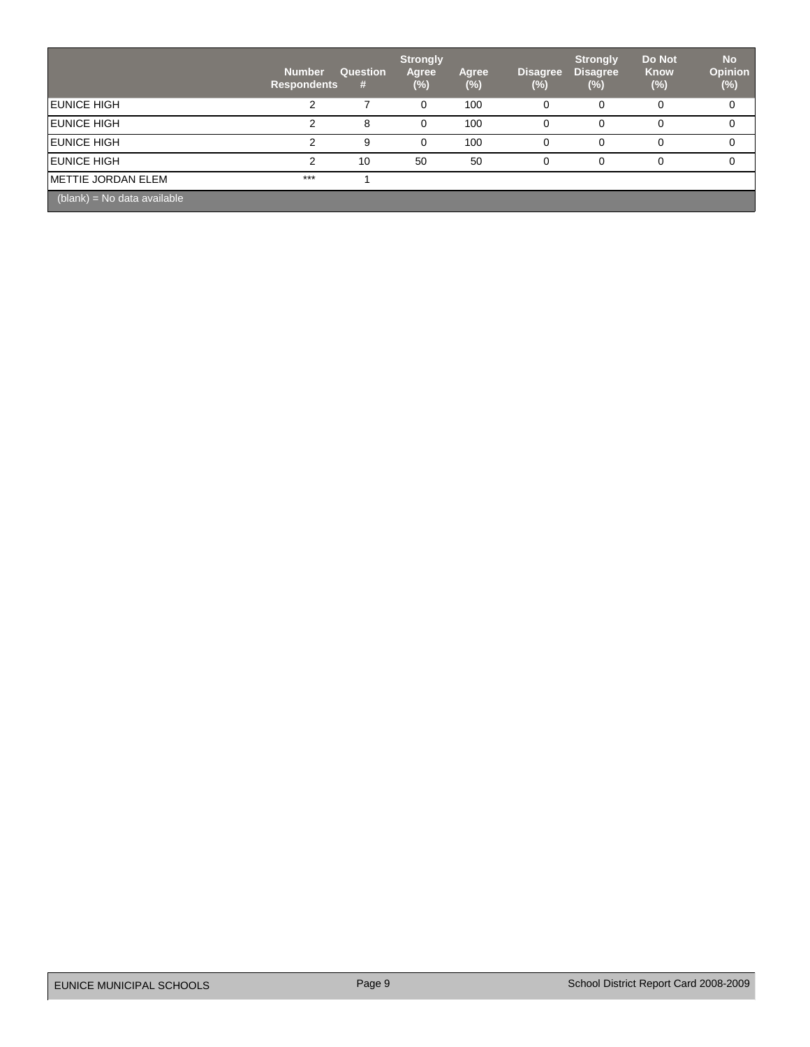| | Number Respondents | Question # | Strongly Agree (%) | Agree (%) | Disagree (%) | Strongly Disagree (%) | Do Not Know (%) | No Opinion (%) |
|---|---|---|---|---|---|---|---|---|
| EUNICE HIGH | 2 | 7 | 0 | 100 | 0 | 0 | 0 | 0 |
| EUNICE HIGH | 2 | 8 | 0 | 100 | 0 | 0 | 0 | 0 |
| EUNICE HIGH | 2 | 9 | 0 | 100 | 0 | 0 | 0 | 0 |
| EUNICE HIGH | 2 | 10 | 50 | 50 | 0 | 0 | 0 | 0 |
| METTIE JORDAN ELEM | *** | 1 | | | | | | |

(blank) = No data available